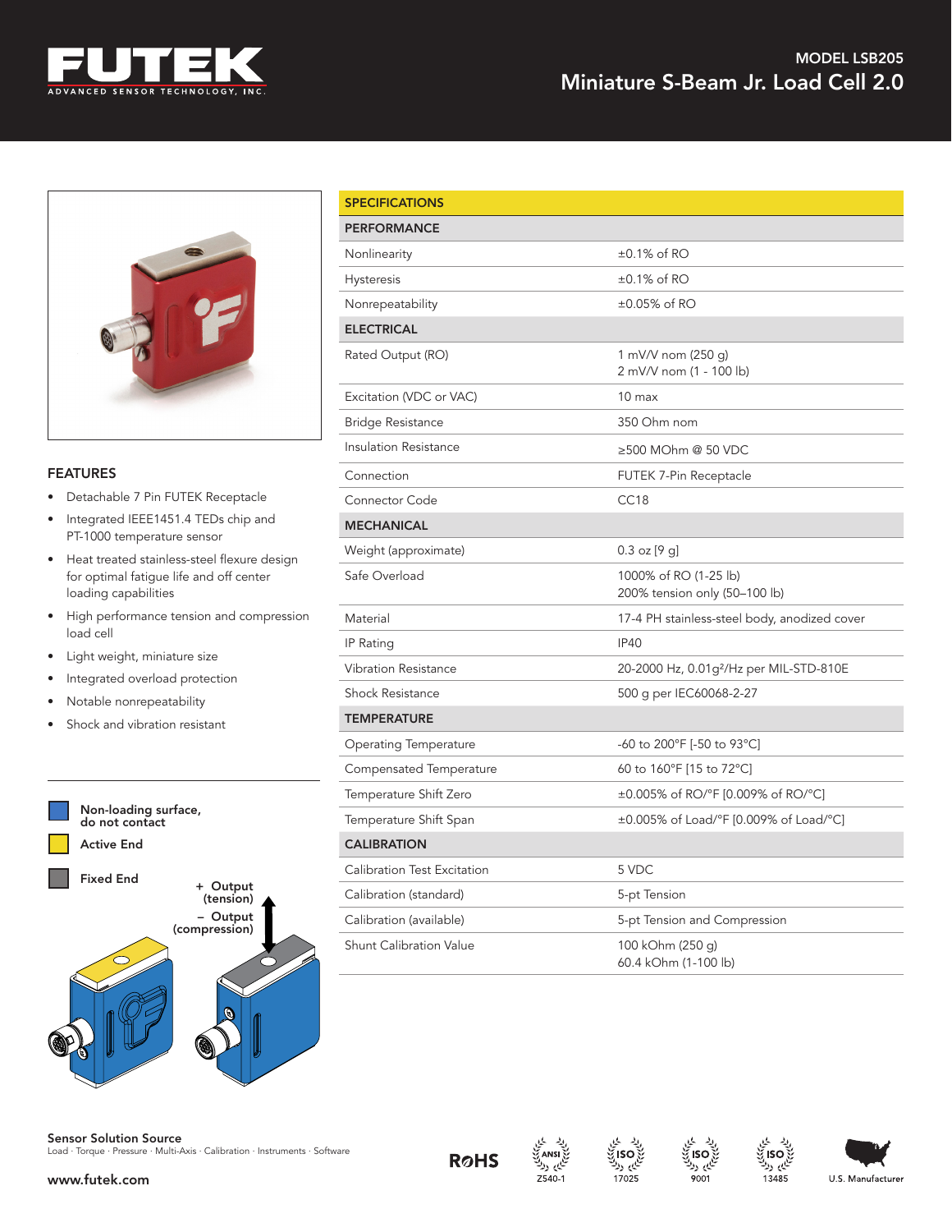# MODEL LSB205

## Miniature S-Beam Jr. Load Cell 2.0

## FEATURES

- Detachable 7 Pin FUTEK Receptacle
- Integrated IEEE1451.4 TEDs chip and PT-1000 temperature sensor
- Heat treated stainless-steel flexure design for optimal fatigue life and off center loading capabilities
- High performance tension and compression load cell
- Light weight, miniature size
- Integrated overload protection
- Notable nonrepeatability
- Shock and vibration resistant

Non-loading surface, do not contact

Active End

Fixed End

+ Output (tension)

– Output (compression)

## SPECIFICATIONS

| PERFORMANCE | |
|---|---|
| Nonlinearity | ±0.1% of RO |
| Hysteresis | ±0.1% of RO |
| Nonrepeatability | ±0.05% of RO |
| **ELECTRICAL** | |
| Rated Output (RO) | 1 mV/V nom (250 g)<br>2 mV/V nom (1 - 100 lb) |
| Excitation (VDC or VAC) | 10 max |
| Bridge Resistance | 350 Ohm nom |
| Insulation Resistance | ≥500 MOhm @ 50 VDC |
| Connection | FUTEK 7-Pin Receptacle |
| Connector Code | CC18 |
| **MECHANICAL** | |
| Weight (approximate) | 0.3 oz [9 g] |
| Safe Overload | 1000% of RO (1-25 lb)<br>200% tension only (50–100 lb) |
| Material | 17-4 PH stainless-steel body, anodized cover |
| IP Rating | IP40 |
| Vibration Resistance | 20-2000 Hz, 0.01g²/Hz per MIL-STD-810E |
| Shock Resistance | 500 g per IEC60068-2-27 |
| **TEMPERATURE** | |
| Operating Temperature | -60 to 200°F [-50 to 93°C] |
| Compensated Temperature | 60 to 160°F [15 to 72°C] |
| Temperature Shift Zero | ±0.005% of RO/°F [0.009% of RO/°C] |
| Temperature Shift Span | ±0.005% of Load/°F [0.009% of Load/°C] |
| **CALIBRATION** | |
| Calibration Test Excitation | 5 VDC |
| Calibration (standard) | 5-pt Tension |
| Calibration (available) | 5-pt Tension and Compression |
| Shunt Calibration Value | 100 kOhm (250 g)<br>60.4 kOhm (1-100 lb) |

**Sensor Solution Source**
Load · Torque · Pressure · Multi-Axis · Calibration · Instruments · Software

www.futek.com

RoHS · ANSI Z540-1 · ISO 17025 · ISO 9001 · ISO 13485 · U.S. Manufacturer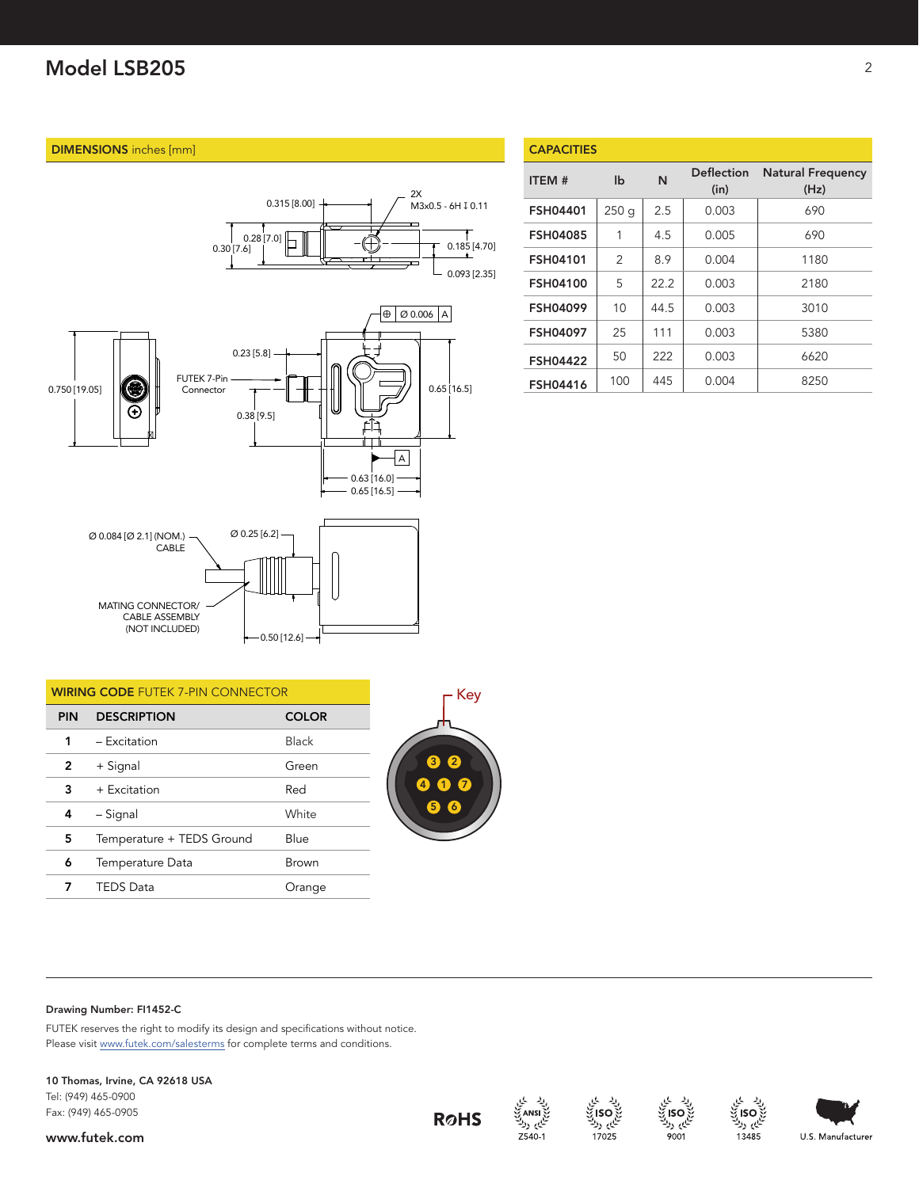## Model LSB205

### DIMENSIONS inches [mm]

0.315 [8.00]
2X
M3x0.5 - 6H ↧ 0.11
0.28 [7.0]
0.30 [7.6]
0.185 [4.70]
0.093 [2.35]
⊕ Ø 0.006 A
0.23 [5.8]
0.750 [19.05]
FUTEK 7-Pin Connector
0.65 [16.5]
0.38 [9.5]
A
0.63 [16.0]
0.65 [16.5]
Ø 0.084 [Ø 2.1] (NOM.) CABLE
Ø 0.25 [6.2]
MATING CONNECTOR/ CABLE ASSEMBLY (NOT INCLUDED)
0.50 [12.6]

### CAPACITIES

| ITEM # | lb | N | Deflection (in) | Natural Frequency (Hz) |
|---|---|---|---|---|
| FSH04401 | 250 g | 2.5 | 0.003 | 690 |
| FSH04085 | 1 | 4.5 | 0.005 | 690 |
| FSH04101 | 2 | 8.9 | 0.004 | 1180 |
| FSH04100 | 5 | 22.2 | 0.003 | 2180 |
| FSH04099 | 10 | 44.5 | 0.003 | 3010 |
| FSH04097 | 25 | 111 | 0.003 | 5380 |
| FSH04422 | 50 | 222 | 0.003 | 6620 |
| FSH04416 | 100 | 445 | 0.004 | 8250 |

### WIRING CODE FUTEK 7-PIN CONNECTOR

| PIN | DESCRIPTION | COLOR |
|---|---|---|
| 1 | – Excitation | Black |
| 2 | + Signal | Green |
| 3 | + Excitation | Red |
| 4 | – Signal | White |
| 5 | Temperature + TEDS Ground | Blue |
| 6 | Temperature Data | Brown |
| 7 | TEDS Data | Orange |

Key

**Drawing Number: FI1452-C**

FUTEK reserves the right to modify its design and specifications without notice.
Please visit www.futek.com/salesterms for complete terms and conditions.

**10 Thomas, Irvine, CA 92618 USA**
Tel: (949) 465-0900
Fax: (949) 465-0905

**www.futek.com**

RoHS
ANSI Z540-1
ISO 17025
ISO 9001
ISO 13485
U.S. Manufacturer